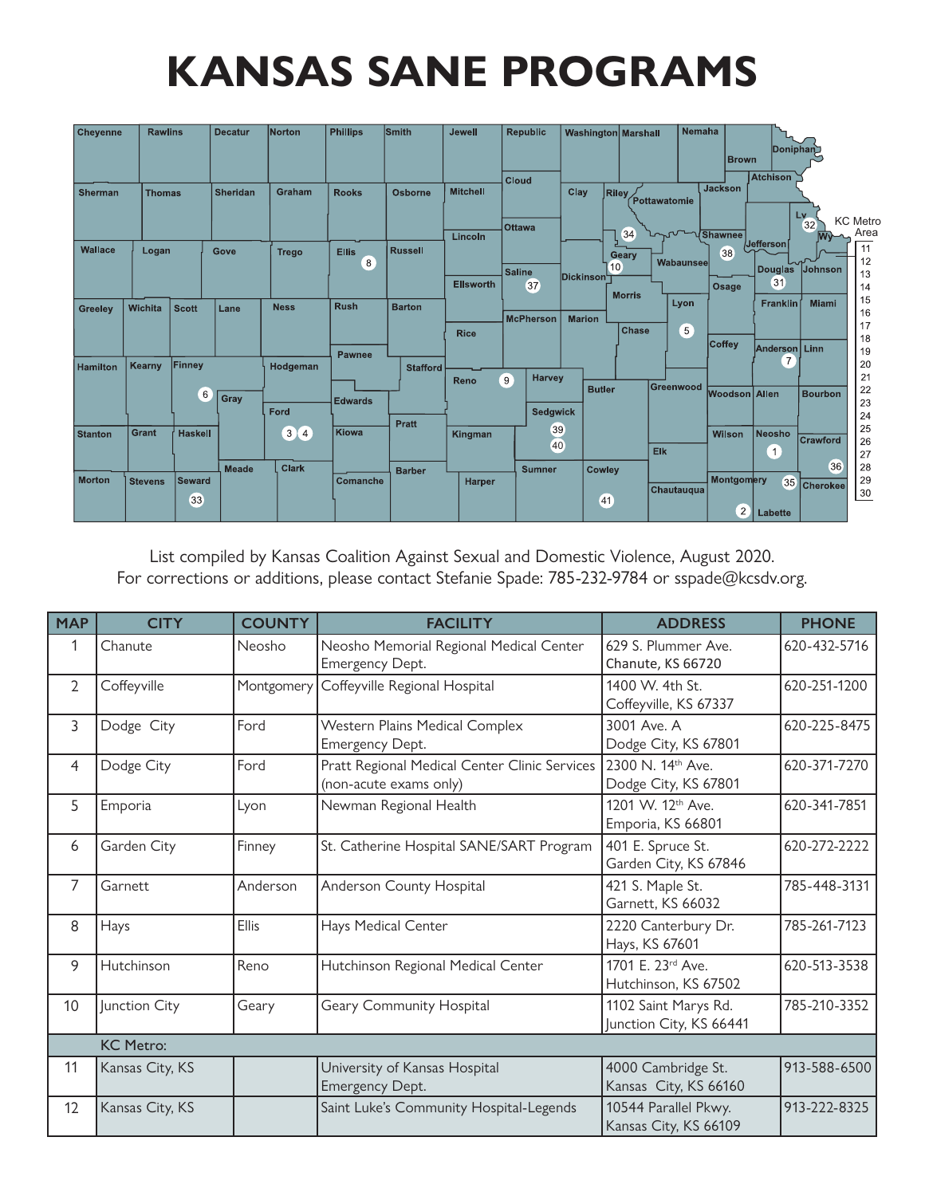# KANSAS SANE PROGRAMS

List compiled by Kansas Coalition Against Sexual and Domestic Violence, August 2020.
For corrections or additions, please contact Stefanie Spade: 785-232-9784 or sspade@kcsdv.org.

| MAP | CITY | COUNTY | FACILITY | ADDRESS | PHONE |
|---|---|---|---|---|---|
| 1 | Chanute | Neosho | Neosho Memorial Regional Medical Center Emergency Dept. | 629 S. Plummer Ave. Chanute, KS 66720 | 620-432-5716 |
| 2 | Coffeyville | Montgomery | Coffeyville Regional Hospital | 1400 W. 4th St. Coffeyville, KS 67337 | 620-251-1200 |
| 3 | Dodge City | Ford | Western Plains Medical Complex Emergency Dept. | 3001 Ave. A Dodge City, KS 67801 | 620-225-8475 |
| 4 | Dodge City | Ford | Pratt Regional Medical Center Clinic Services (non-acute exams only) | 2300 N. 14th Ave. Dodge City, KS 67801 | 620-371-7270 |
| 5 | Emporia | Lyon | Newman Regional Health | 1201 W. 12th Ave. Emporia, KS 66801 | 620-341-7851 |
| 6 | Garden City | Finney | St. Catherine Hospital SANE/SART Program | 401 E. Spruce St. Garden City, KS 67846 | 620-272-2222 |
| 7 | Garnett | Anderson | Anderson County Hospital | 421 S. Maple St. Garnett, KS 66032 | 785-448-3131 |
| 8 | Hays | Ellis | Hays Medical Center | 2220 Canterbury Dr. Hays, KS 67601 | 785-261-7123 |
| 9 | Hutchinson | Reno | Hutchinson Regional Medical Center | 1701 E. 23rd Ave. Hutchinson, KS 67502 | 620-513-3538 |
| 10 | Junction City | Geary | Geary Community Hospital | 1102 Saint Marys Rd. Junction City, KS 66441 | 785-210-3352 |
| | KC Metro: | | | | |
| 11 | Kansas City, KS | | University of Kansas Hospital Emergency Dept. | 4000 Cambridge St. Kansas City, KS 66160 | 913-588-6500 |
| 12 | Kansas City, KS | | Saint Luke's Community Hospital-Legends | 10544 Parallel Pkwy. Kansas City, KS 66109 | 913-222-8325 |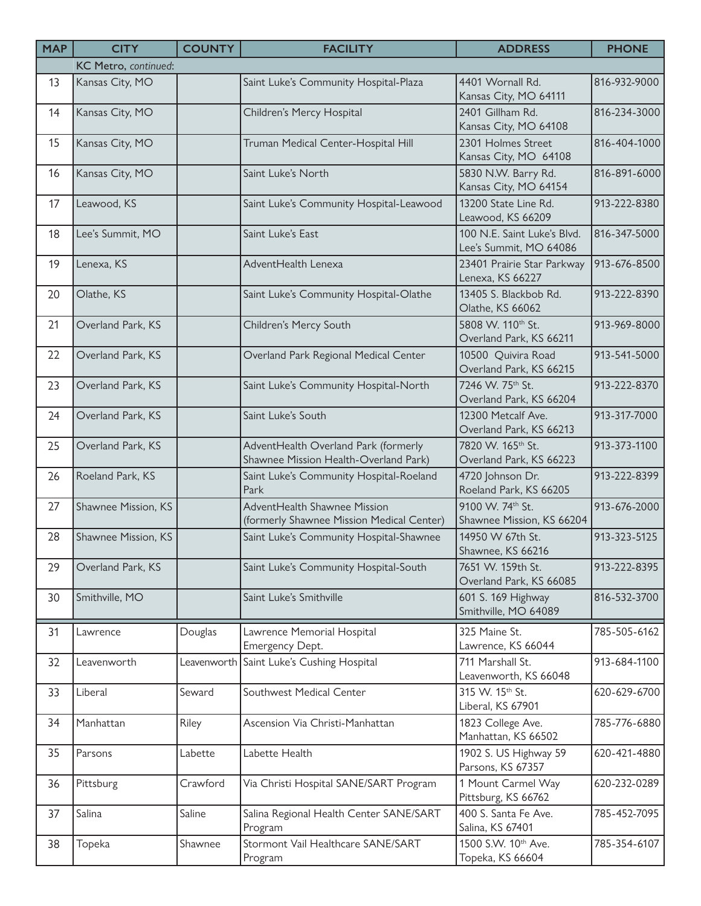| MAP | CITY | COUNTY | FACILITY | ADDRESS | PHONE |
|---|---|---|---|---|---|
| | **KC Metro**, *continued*: | | | | |
| 13 | Kansas City, MO | | Saint Luke's Community Hospital-Plaza | 4401 Wornall Rd. Kansas City, MO 64111 | 816-932-9000 |
| 14 | Kansas City, MO | | Children's Mercy Hospital | 2401 Gillham Rd. Kansas City, MO 64108 | 816-234-3000 |
| 15 | Kansas City, MO | | Truman Medical Center-Hospital Hill | 2301 Holmes Street Kansas City, MO 64108 | 816-404-1000 |
| 16 | Kansas City, MO | | Saint Luke's North | 5830 N.W. Barry Rd. Kansas City, MO 64154 | 816-891-6000 |
| 17 | Leawood, KS | | Saint Luke's Community Hospital-Leawood | 13200 State Line Rd. Leawood, KS 66209 | 913-222-8380 |
| 18 | Lee's Summit, MO | | Saint Luke's East | 100 N.E. Saint Luke's Blvd. Lee's Summit, MO 64086 | 816-347-5000 |
| 19 | Lenexa, KS | | AdventHealth Lenexa | 23401 Prairie Star Parkway Lenexa, KS 66227 | 913-676-8500 |
| 20 | Olathe, KS | | Saint Luke's Community Hospital-Olathe | 13405 S. Blackbob Rd. Olathe, KS 66062 | 913-222-8390 |
| 21 | Overland Park, KS | | Children's Mercy South | 5808 W. 110th St. Overland Park, KS 66211 | 913-969-8000 |
| 22 | Overland Park, KS | | Overland Park Regional Medical Center | 10500 Quivira Road Overland Park, KS 66215 | 913-541-5000 |
| 23 | Overland Park, KS | | Saint Luke's Community Hospital-North | 7246 W. 75th St. Overland Park, KS 66204 | 913-222-8370 |
| 24 | Overland Park, KS | | Saint Luke's South | 12300 Metcalf Ave. Overland Park, KS 66213 | 913-317-7000 |
| 25 | Overland Park, KS | | AdventHealth Overland Park (formerly Shawnee Mission Health-Overland Park) | 7820 W. 165th St. Overland Park, KS 66223 | 913-373-1100 |
| 26 | Roeland Park, KS | | Saint Luke's Community Hospital-Roeland Park | 4720 Johnson Dr. Roeland Park, KS 66205 | 913-222-8399 |
| 27 | Shawnee Mission, KS | | AdventHealth Shawnee Mission (formerly Shawnee Mission Medical Center) | 9100 W. 74th St. Shawnee Mission, KS 66204 | 913-676-2000 |
| 28 | Shawnee Mission, KS | | Saint Luke's Community Hospital-Shawnee | 14950 W 67th St. Shawnee, KS 66216 | 913-323-5125 |
| 29 | Overland Park, KS | | Saint Luke's Community Hospital-South | 7651 W. 159th St. Overland Park, KS 66085 | 913-222-8395 |
| 30 | Smithville, MO | | Saint Luke's Smithville | 601 S. 169 Highway Smithville, MO 64089 | 816-532-3700 |
| 31 | Lawrence | Douglas | Lawrence Memorial Hospital Emergency Dept. | 325 Maine St. Lawrence, KS 66044 | 785-505-6162 |
| 32 | Leavenworth | Leavenworth | Saint Luke's Cushing Hospital | 711 Marshall St. Leavenworth, KS 66048 | 913-684-1100 |
| 33 | Liberal | Seward | Southwest Medical Center | 315 W. 15th St. Liberal, KS 67901 | 620-629-6700 |
| 34 | Manhattan | Riley | Ascension Via Christi-Manhattan | 1823 College Ave. Manhattan, KS 66502 | 785-776-6880 |
| 35 | Parsons | Labette | Labette Health | 1902 S. US Highway 59 Parsons, KS 67357 | 620-421-4880 |
| 36 | Pittsburg | Crawford | Via Christi Hospital SANE/SART Program | 1 Mount Carmel Way Pittsburg, KS 66762 | 620-232-0289 |
| 37 | Salina | Saline | Salina Regional Health Center SANE/SART Program | 400 S. Santa Fe Ave. Salina, KS 67401 | 785-452-7095 |
| 38 | Topeka | Shawnee | Stormont Vail Healthcare SANE/SART Program | 1500 S.W. 10th Ave. Topeka, KS 66604 | 785-354-6107 |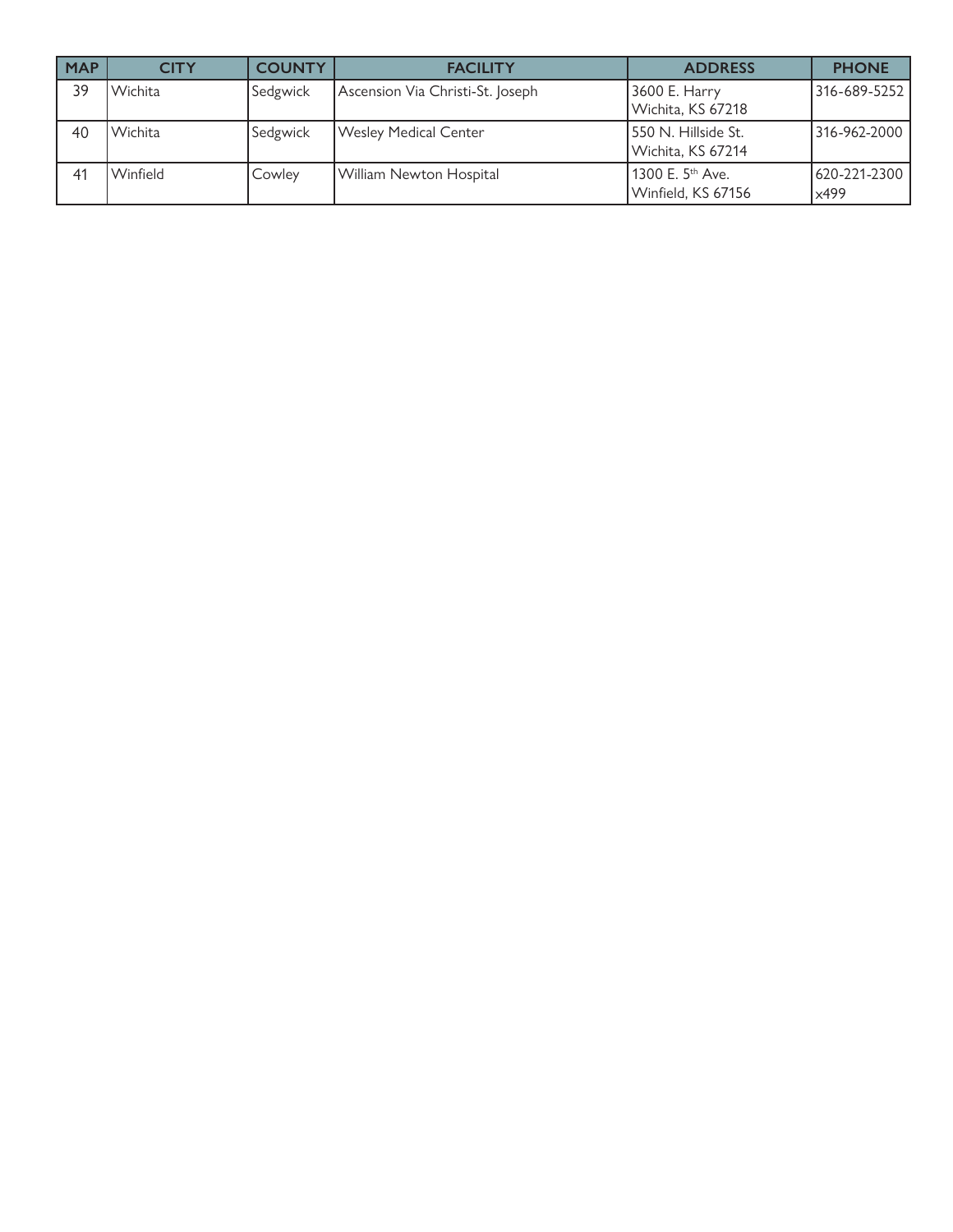| MAP | CITY | COUNTY | FACILITY | ADDRESS | PHONE |
|---|---|---|---|---|---|
| 39 | Wichita | Sedgwick | Ascension Via Christi-St. Joseph | 3600 E. Harry Wichita, KS 67218 | 316-689-5252 |
| 40 | Wichita | Sedgwick | Wesley Medical Center | 550 N. Hillside St. Wichita, KS 67214 | 316-962-2000 |
| 41 | Winfield | Cowley | William Newton Hospital | 1300 E. 5th Ave. Winfield, KS 67156 | 620-221-2300 x499 |